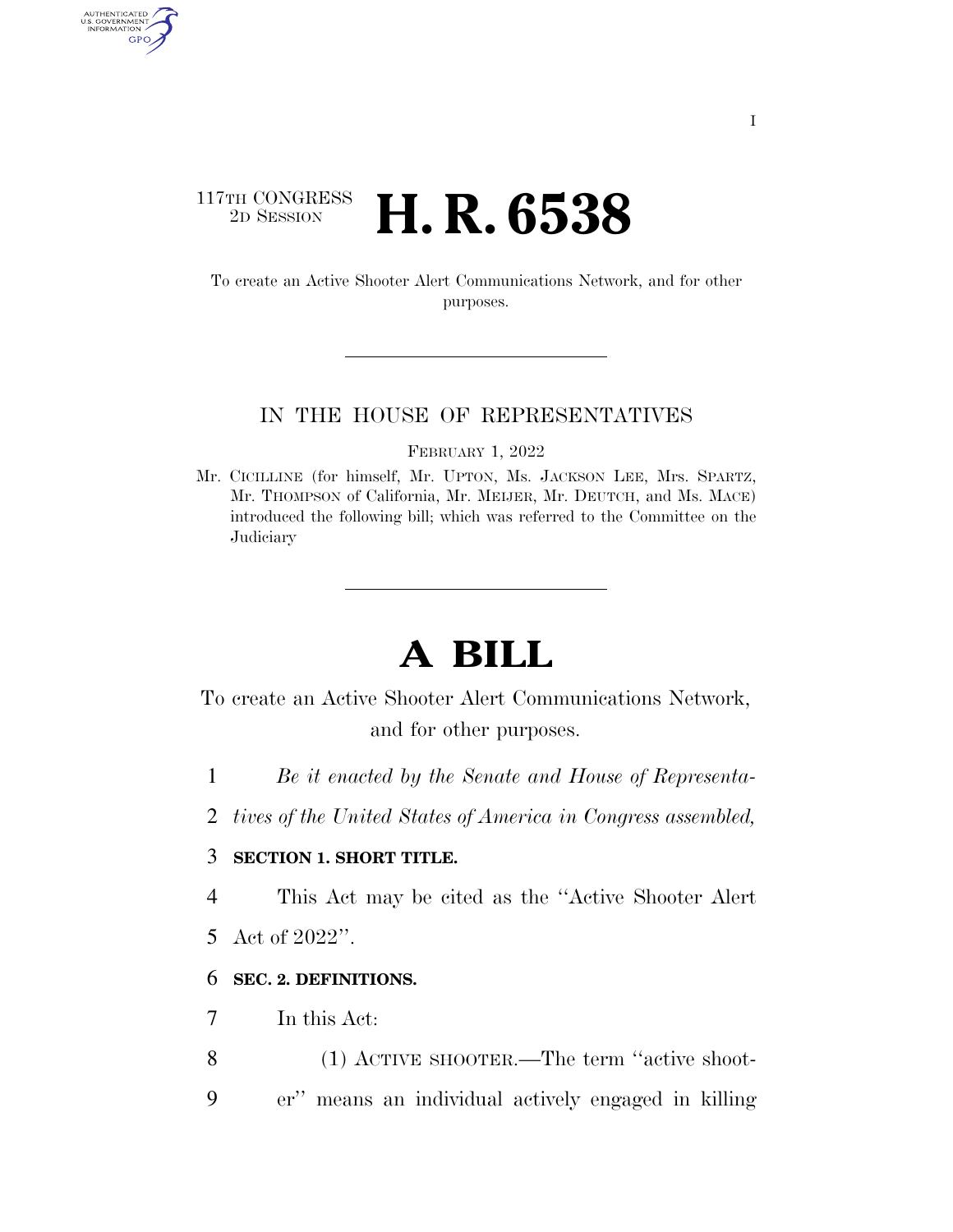117TH CONGRESS
2D SESSION

# H. R. 6538

To create an Active Shooter Alert Communications Network, and for other purposes.

IN THE HOUSE OF REPRESENTATIVES

FEBRUARY 1, 2022

Mr. CICILLINE (for himself, Mr. UPTON, Ms. JACKSON LEE, Mrs. SPARTZ, Mr. THOMPSON of California, Mr. MEIJER, Mr. DEUTCH, and Ms. MACE) introduced the following bill; which was referred to the Committee on the Judiciary

# A BILL

To create an Active Shooter Alert Communications Network, and for other purposes.

1 *Be it enacted by the Senate and House of Representa-*
2 *tives of the United States of America in Congress assembled,*

3 **SECTION 1. SHORT TITLE.**

4 This Act may be cited as the ''Active Shooter Alert
5 Act of 2022''.

6 **SEC. 2. DEFINITIONS.**

7 In this Act:

8 (1) ACTIVE SHOOTER.—The term ''active shoot-
9 er'' means an individual actively engaged in killing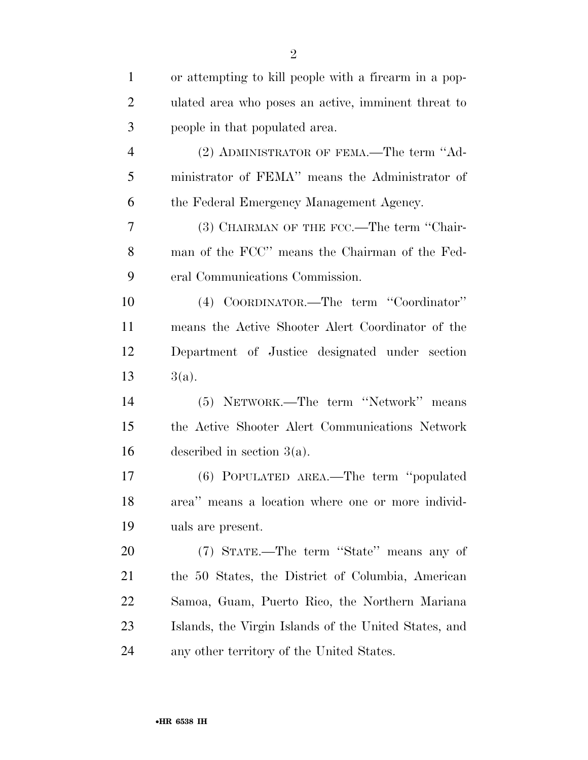or attempting to kill people with a firearm in a populated area who poses an active, imminent threat to people in that populated area.

(2) ADMINISTRATOR OF FEMA.—The term "Administrator of FEMA" means the Administrator of the Federal Emergency Management Agency.

(3) CHAIRMAN OF THE FCC.—The term "Chairman of the FCC" means the Chairman of the Federal Communications Commission.

(4) COORDINATOR.—The term "Coordinator" means the Active Shooter Alert Coordinator of the Department of Justice designated under section 3(a).

(5) NETWORK.—The term "Network" means the Active Shooter Alert Communications Network described in section 3(a).

(6) POPULATED AREA.—The term "populated area" means a location where one or more individuals are present.

(7) STATE.—The term "State" means any of the 50 States, the District of Columbia, American Samoa, Guam, Puerto Rico, the Northern Mariana Islands, the Virgin Islands of the United States, and any other territory of the United States.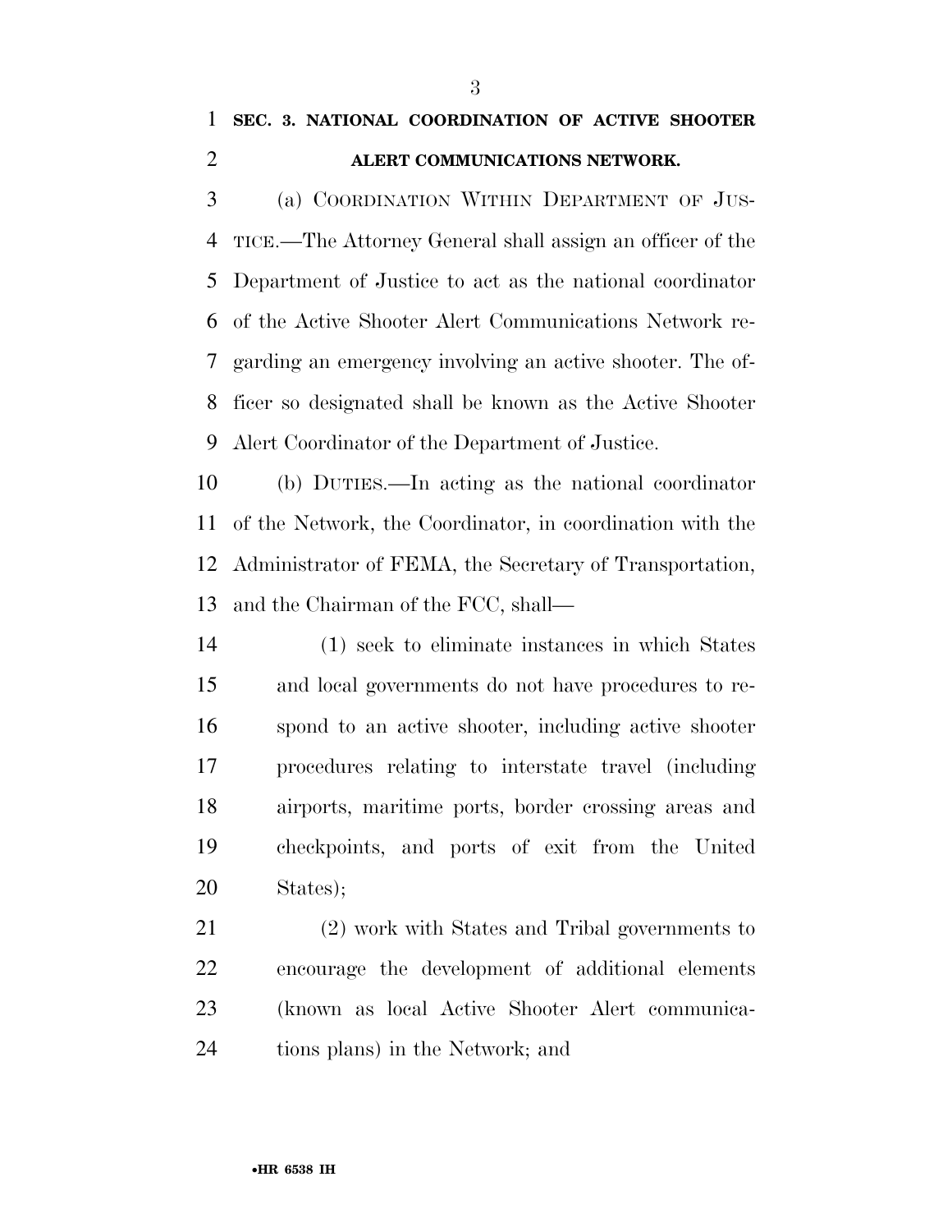**SEC. 3. NATIONAL COORDINATION OF ACTIVE SHOOTER ALERT COMMUNICATIONS NETWORK.**

(a) COORDINATION WITHIN DEPARTMENT OF JUSTICE.—The Attorney General shall assign an officer of the Department of Justice to act as the national coordinator of the Active Shooter Alert Communications Network regarding an emergency involving an active shooter. The officer so designated shall be known as the Active Shooter Alert Coordinator of the Department of Justice.

(b) DUTIES.—In acting as the national coordinator of the Network, the Coordinator, in coordination with the Administrator of FEMA, the Secretary of Transportation, and the Chairman of the FCC, shall—

(1) seek to eliminate instances in which States and local governments do not have procedures to respond to an active shooter, including active shooter procedures relating to interstate travel (including airports, maritime ports, border crossing areas and checkpoints, and ports of exit from the United States);

(2) work with States and Tribal governments to encourage the development of additional elements (known as local Active Shooter Alert communications plans) in the Network; and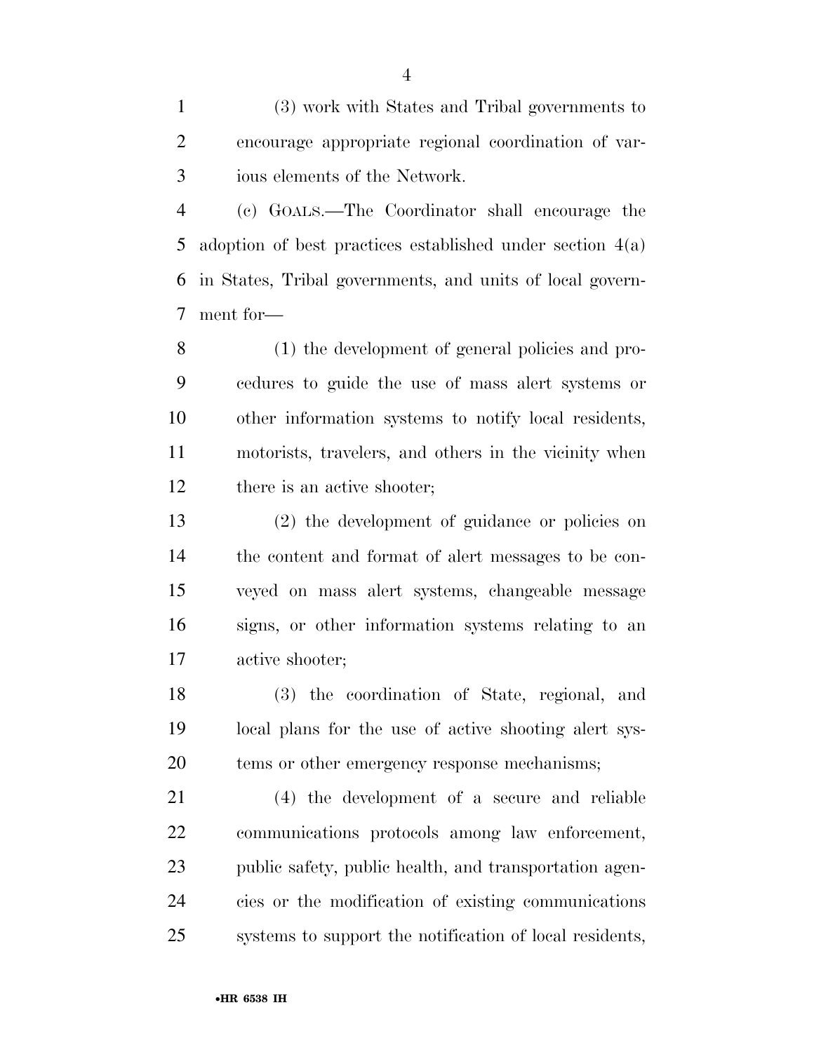(3) work with States and Tribal governments to encourage appropriate regional coordination of various elements of the Network.

(c) GOALS.—The Coordinator shall encourage the adoption of best practices established under section 4(a) in States, Tribal governments, and units of local government for—

(1) the development of general policies and procedures to guide the use of mass alert systems or other information systems to notify local residents, motorists, travelers, and others in the vicinity when there is an active shooter;

(2) the development of guidance or policies on the content and format of alert messages to be conveyed on mass alert systems, changeable message signs, or other information systems relating to an active shooter;

(3) the coordination of State, regional, and local plans for the use of active shooting alert systems or other emergency response mechanisms;

(4) the development of a secure and reliable communications protocols among law enforcement, public safety, public health, and transportation agencies or the modification of existing communications systems to support the notification of local residents,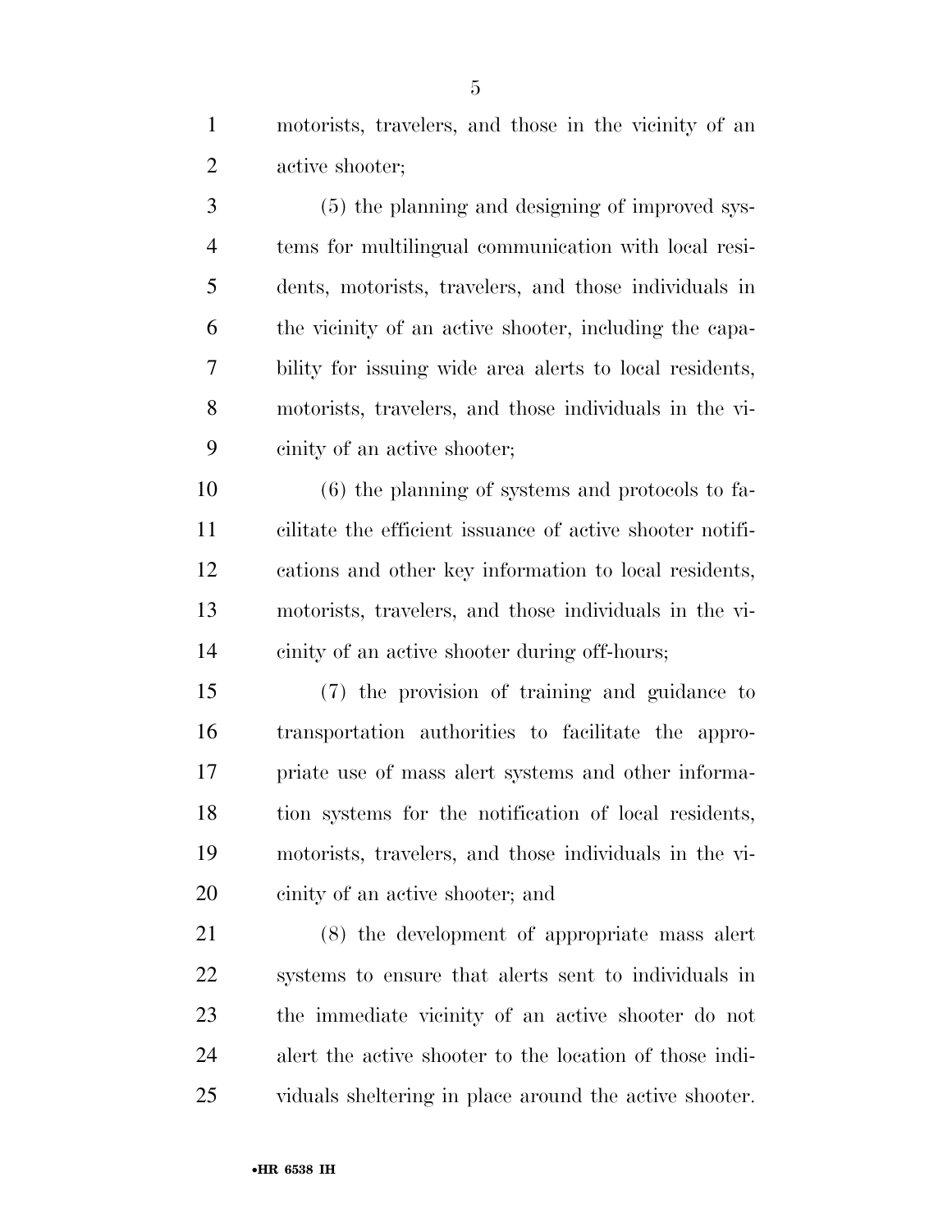motorists, travelers, and those in the vicinity of an active shooter;

(5) the planning and designing of improved systems for multilingual communication with local residents, motorists, travelers, and those individuals in the vicinity of an active shooter, including the capability for issuing wide area alerts to local residents, motorists, travelers, and those individuals in the vicinity of an active shooter;

(6) the planning of systems and protocols to facilitate the efficient issuance of active shooter notifications and other key information to local residents, motorists, travelers, and those individuals in the vicinity of an active shooter during off-hours;

(7) the provision of training and guidance to transportation authorities to facilitate the appropriate use of mass alert systems and other information systems for the notification of local residents, motorists, travelers, and those individuals in the vicinity of an active shooter; and

(8) the development of appropriate mass alert systems to ensure that alerts sent to individuals in the immediate vicinity of an active shooter do not alert the active shooter to the location of those individuals sheltering in place around the active shooter.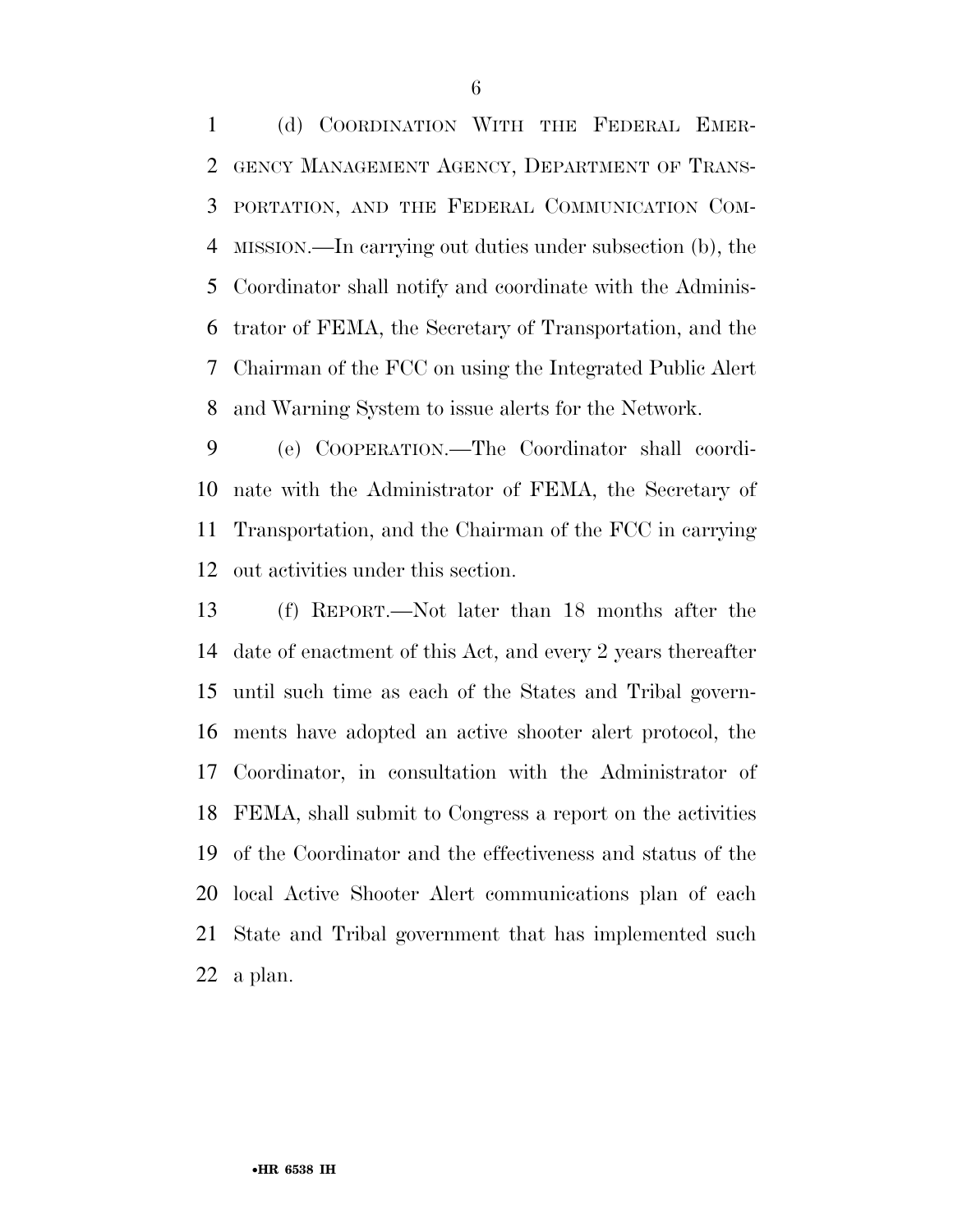(d) COORDINATION WITH THE FEDERAL EMERGENCY MANAGEMENT AGENCY, DEPARTMENT OF TRANSPORTATION, AND THE FEDERAL COMMUNICATION COMMISSION.—In carrying out duties under subsection (b), the Coordinator shall notify and coordinate with the Administrator of FEMA, the Secretary of Transportation, and the Chairman of the FCC on using the Integrated Public Alert and Warning System to issue alerts for the Network.

(e) COOPERATION.—The Coordinator shall coordinate with the Administrator of FEMA, the Secretary of Transportation, and the Chairman of the FCC in carrying out activities under this section.

(f) REPORT.—Not later than 18 months after the date of enactment of this Act, and every 2 years thereafter until such time as each of the States and Tribal governments have adopted an active shooter alert protocol, the Coordinator, in consultation with the Administrator of FEMA, shall submit to Congress a report on the activities of the Coordinator and the effectiveness and status of the local Active Shooter Alert communications plan of each State and Tribal government that has implemented such a plan.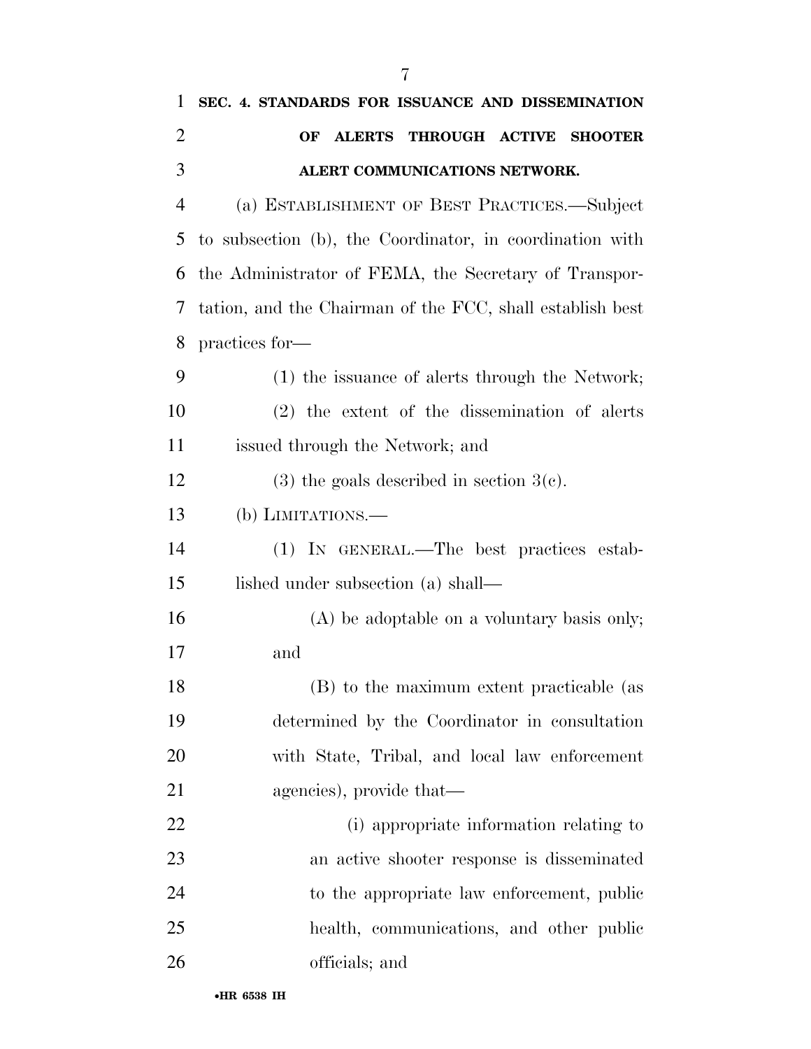## SEC. 4. STANDARDS FOR ISSUANCE AND DISSEMINATION OF ALERTS THROUGH ACTIVE SHOOTER ALERT COMMUNICATIONS NETWORK.

(a) ESTABLISHMENT OF BEST PRACTICES.—Subject to subsection (b), the Coordinator, in coordination with the Administrator of FEMA, the Secretary of Transportation, and the Chairman of the FCC, shall establish best practices for—

(1) the issuance of alerts through the Network;

(2) the extent of the dissemination of alerts issued through the Network; and

(3) the goals described in section 3(c).

(b) LIMITATIONS.—

(1) IN GENERAL.—The best practices established under subsection (a) shall—

(A) be adoptable on a voluntary basis only; and

(B) to the maximum extent practicable (as determined by the Coordinator in consultation with State, Tribal, and local law enforcement agencies), provide that—

(i) appropriate information relating to an active shooter response is disseminated to the appropriate law enforcement, public health, communications, and other public officials; and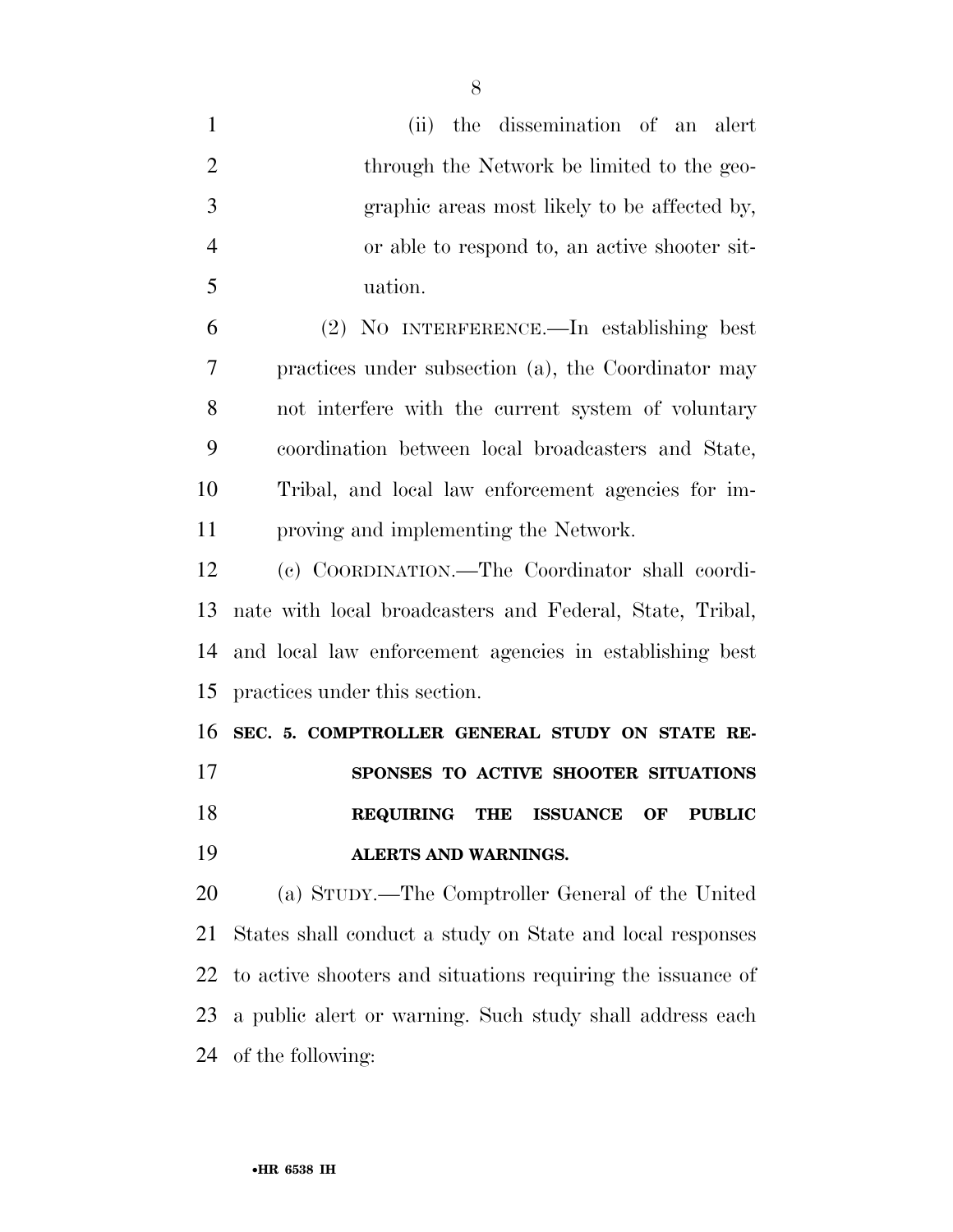(ii) the dissemination of an alert through the Network be limited to the geographic areas most likely to be affected by, or able to respond to, an active shooter situation.

(2) NO INTERFERENCE.—In establishing best practices under subsection (a), the Coordinator may not interfere with the current system of voluntary coordination between local broadcasters and State, Tribal, and local law enforcement agencies for improving and implementing the Network.

(c) COORDINATION.—The Coordinator shall coordinate with local broadcasters and Federal, State, Tribal, and local law enforcement agencies in establishing best practices under this section.

**SEC. 5. COMPTROLLER GENERAL STUDY ON STATE RESPONSES TO ACTIVE SHOOTER SITUATIONS REQUIRING THE ISSUANCE OF PUBLIC ALERTS AND WARNINGS.**

(a) STUDY.—The Comptroller General of the United States shall conduct a study on State and local responses to active shooters and situations requiring the issuance of a public alert or warning. Such study shall address each of the following: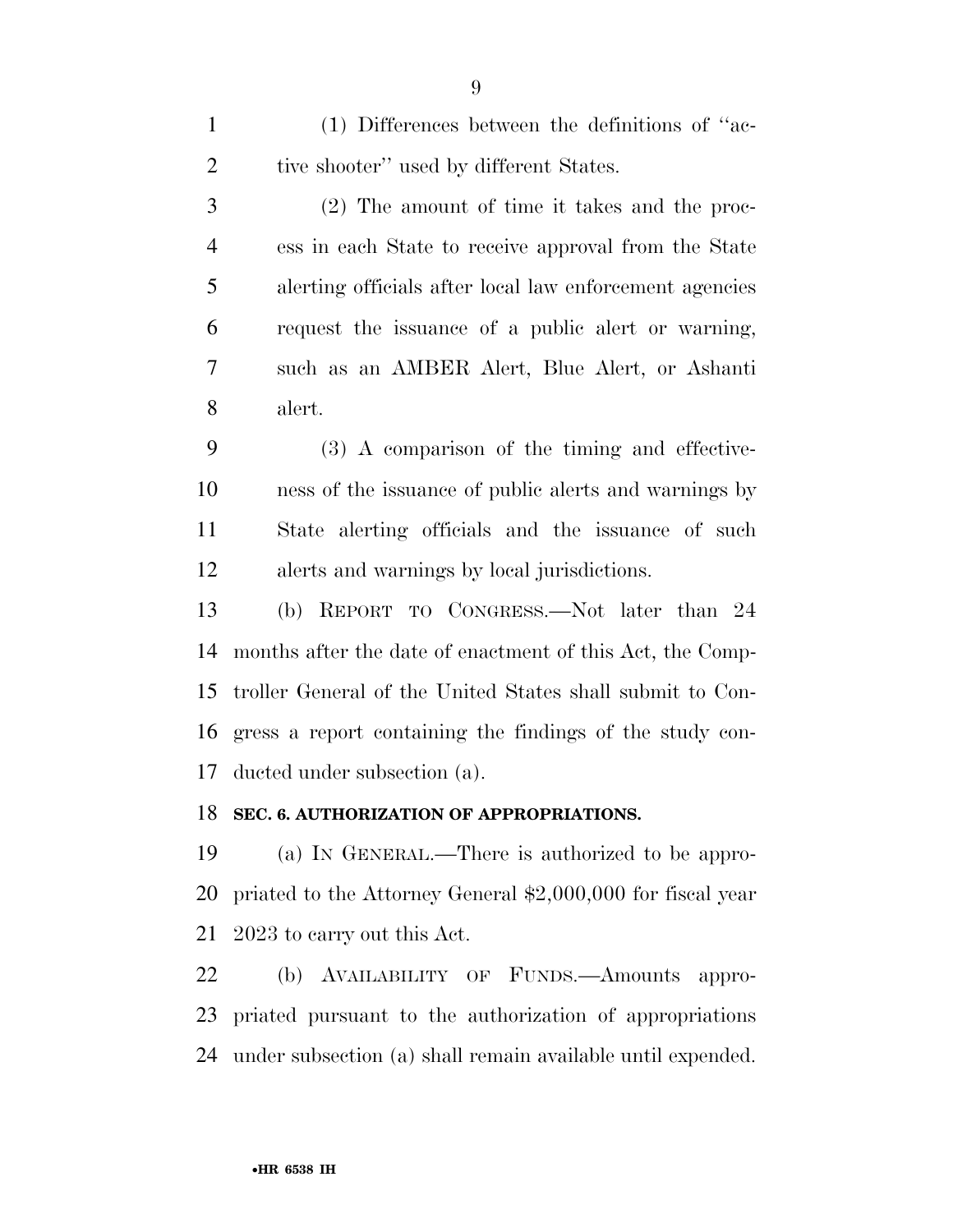(1) Differences between the definitions of "active shooter" used by different States.

(2) The amount of time it takes and the process in each State to receive approval from the State alerting officials after local law enforcement agencies request the issuance of a public alert or warning, such as an AMBER Alert, Blue Alert, or Ashanti alert.

(3) A comparison of the timing and effectiveness of the issuance of public alerts and warnings by State alerting officials and the issuance of such alerts and warnings by local jurisdictions.

(b) REPORT TO CONGRESS.—Not later than 24 months after the date of enactment of this Act, the Comptroller General of the United States shall submit to Congress a report containing the findings of the study conducted under subsection (a).

**SEC. 6. AUTHORIZATION OF APPROPRIATIONS.**

(a) IN GENERAL.—There is authorized to be appropriated to the Attorney General $2,000,000 for fiscal year 2023 to carry out this Act.

(b) AVAILABILITY OF FUNDS.—Amounts appropriated pursuant to the authorization of appropriations under subsection (a) shall remain available until expended.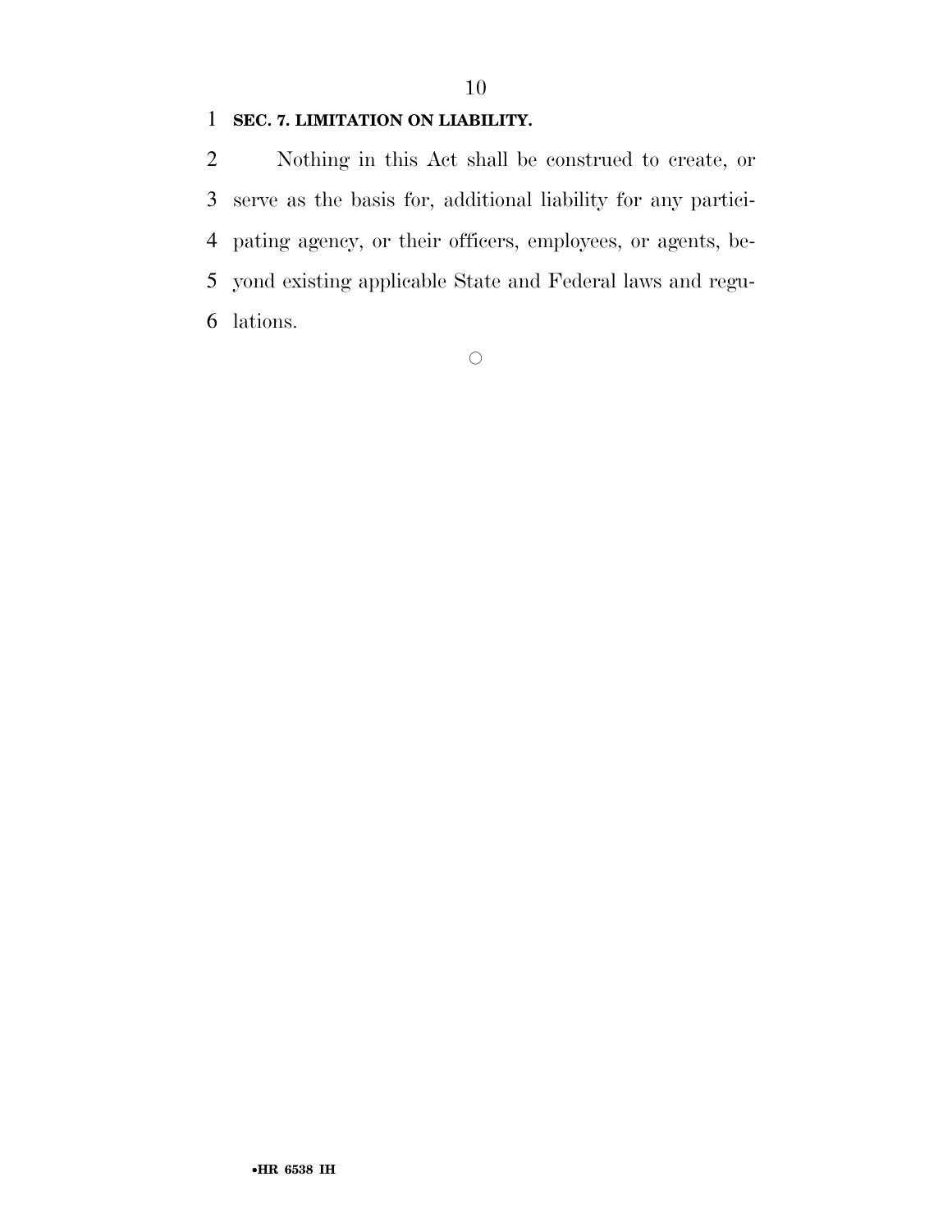**SEC. 7. LIMITATION ON LIABILITY.**

Nothing in this Act shall be construed to create, or serve as the basis for, additional liability for any participating agency, or their officers, employees, or agents, beyond existing applicable State and Federal laws and regulations.

○